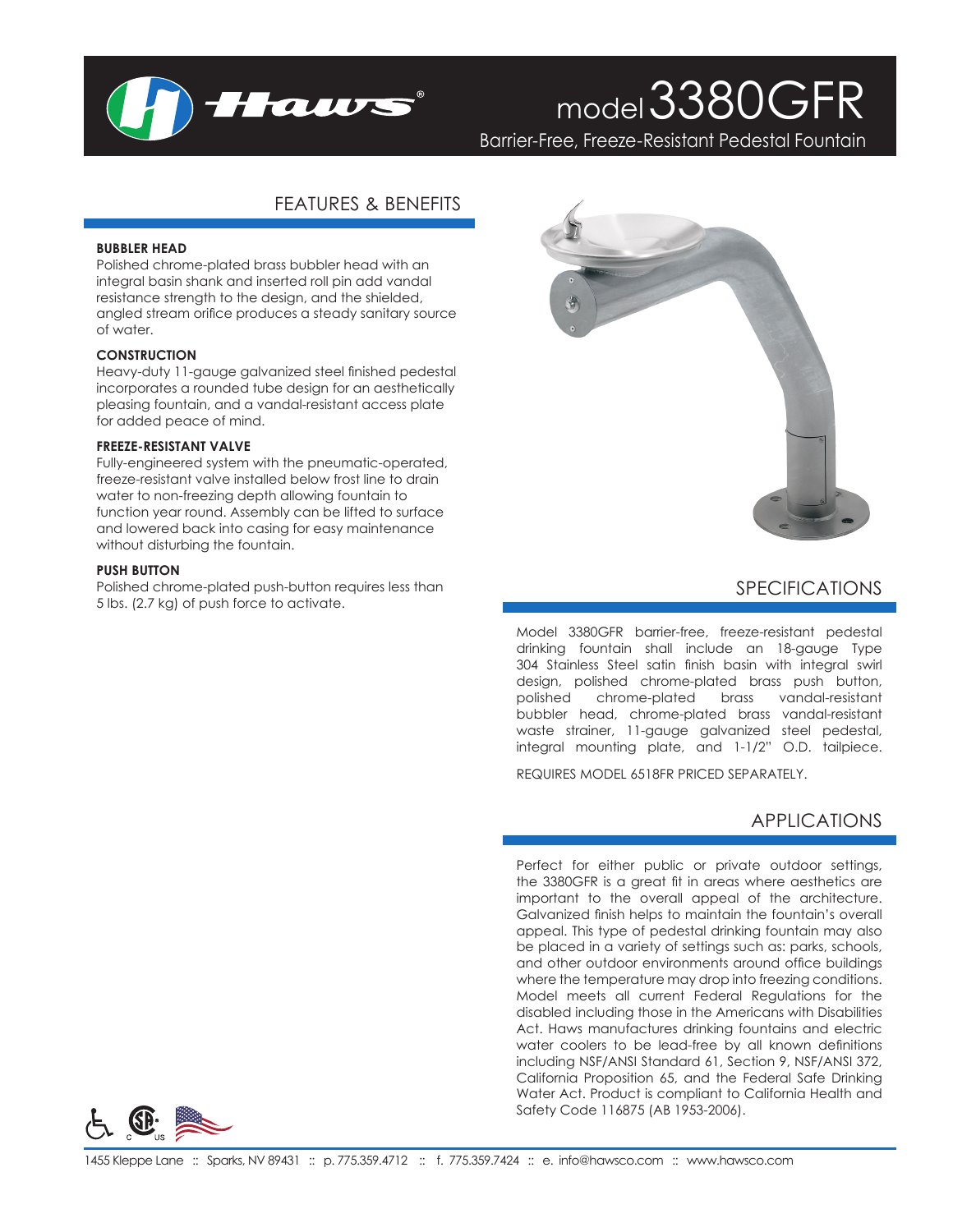# model 3380GFR

Barrier-Free, Freeze-Resistant Pedestal Fountain

## FEATURES & BENEFITS

**BUBBLER HEAD**

Polished chrome-plated brass bubbler head with an integral basin shank and inserted roll pin add vandal resistance strength to the design, and the shielded, angled stream orifice produces a steady sanitary source of water.

**CONSTRUCTION**

Heavy-duty 11-gauge galvanized steel finished pedestal incorporates a rounded tube design for an aesthetically pleasing fountain, and a vandal-resistant access plate for added peace of mind.

**FREEZE-RESISTANT VALVE**

Fully-engineered system with the pneumatic-operated, freeze-resistant valve installed below frost line to drain water to non-freezing depth allowing fountain to function year round. Assembly can be lifted to surface and lowered back into casing for easy maintenance without disturbing the fountain.

**PUSH BUTTON**

Polished chrome-plated push-button requires less than 5 lbs. (2.7 kg) of push force to activate.

## SPECIFICATIONS

Model 3380GFR barrier-free, freeze-resistant pedestal drinking fountain shall include an 18-gauge Type 304 Stainless Steel satin finish basin with integral swirl design, polished chrome-plated brass push button, polished chrome-plated brass vandal-resistant bubbler head, chrome-plated brass vandal-resistant waste strainer, 11-gauge galvanized steel pedestal, integral mounting plate, and 1-1/2" O.D. tailpiece.

REQUIRES MODEL 6518FR PRICED SEPARATELY.

## APPLICATIONS

Perfect for either public or private outdoor settings, the 3380GFR is a great fit in areas where aesthetics are important to the overall appeal of the architecture. Galvanized finish helps to maintain the fountain's overall appeal. This type of pedestal drinking fountain may also be placed in a variety of settings such as: parks, schools, and other outdoor environments around office buildings where the temperature may drop into freezing conditions. Model meets all current Federal Regulations for the disabled including those in the Americans with Disabilities Act. Haws manufactures drinking fountains and electric water coolers to be lead-free by all known definitions including NSF/ANSI Standard 61, Section 9, NSF/ANSI 372, California Proposition 65, and the Federal Safe Drinking Water Act. Product is compliant to California Health and Safety Code 116875 (AB 1953-2006).

1455 Kleppe Lane :: Sparks, NV 89431 :: p. 775.359.4712 :: f. 775.359.7424 :: e. info@hawsco.com :: www.hawsco.com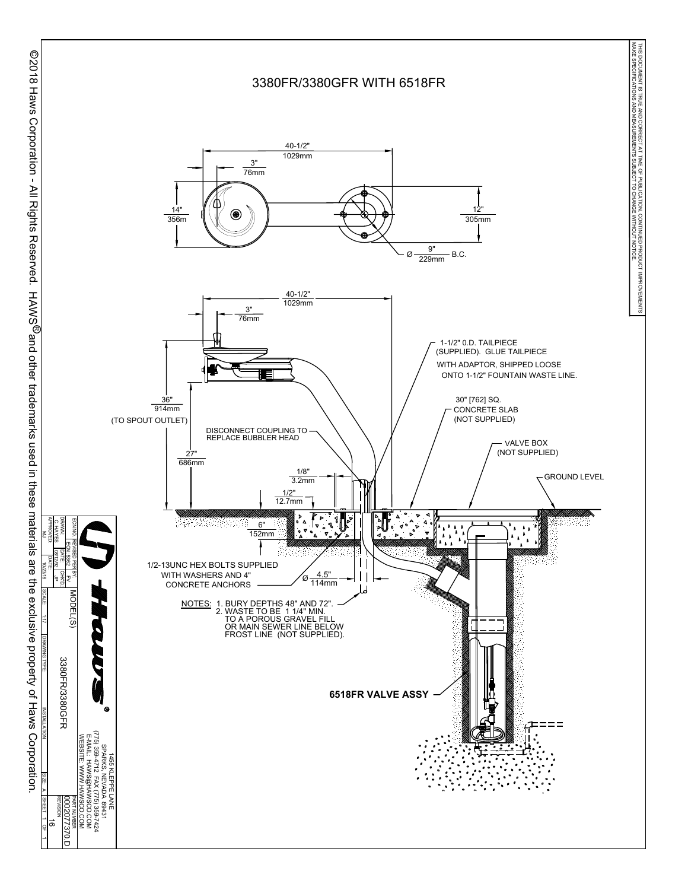# 3380FR/3380GFR WITH 6518FR

40-1/2"
1029mm

3"
76mm

14"
356m

12"
305mm

Ø 9"
229mm B.C.

40-1/2"
1029mm

3"
76mm

1-1/2" O.D. TAILPIECE
(SUPPLIED). GLUE TAILPIECE
WITH ADAPTOR, SHIPPED LOOSE
ONTO 1-1/2" FOUNTAIN WASTE LINE.

30" [762] SQ.
CONCRETE SLAB
(NOT SUPPLIED)

36"
914mm
(TO SPOUT OUTLET)

DISCONNECT COUPLING TO
REPLACE BUBBLER HEAD

VALVE BOX
(NOT SUPPLIED)

27"
686mm

1/8"
3.2mm

GROUND LEVEL

1/2"
12.7mm

6"
152mm

1/2-13UNC HEX BOLTS SUPPLIED
WITH WASHERS AND 4"
CONCRETE ANCHORS

Ø 4.5"
114mm

NOTES: 1. BURY DEPTHS 48" AND 72".
2. WASTE TO BE 1 1/4" MIN.
TO A POROUS GRAVEL FILL
OR MAIN SEWER LINE BELOW
FROST LINE (NOT SUPPLIED).

**6518FR VALVE ASSY**

THIS DOCUMENT IS TRUE AND CORRECT AT TIME OF PUBLICATION. CONTINUED PRODUCT IMPROVEMENTS MAKE SPECIFICATIONS AND MEASUREMENTS SUBJECT TO CHANGE WITHOUT NOTICE.

©2018 Haws Corporation - All Rights Reserved. HAWS® and other trademarks used in these materials are the exclusive property of Haws Corporation.

HAWS®

1455 KLEPPE LANE
SPARKS, NEVADA 89431
(775) 359-4712 FAX (775) 359-7424
E-MAIL: HAWS@HAWSCO.COM
WEBSITE: WWW.HAWSCO.COM

| | | | |
|---|---|---|---|
| ECN NO. ECN: 5362 | REVISED PER BY: F.V. | | |
| DRAWN: C.HAYES | DATE: 08/12/92 | CHK'D: JP | |
| APPROVED: MJ | DATE: 10/2/18 | | |
| MODEL(S) | 3380FR/3380GFR | | |
| SCALE: 1:17 | DRAWING TYPE: INSTALLATION | | |
| PART NUMBER: 0002077370.D | REVISION: 16 | | |
| SIZE: A | SHEET 1 OF 1 | | |